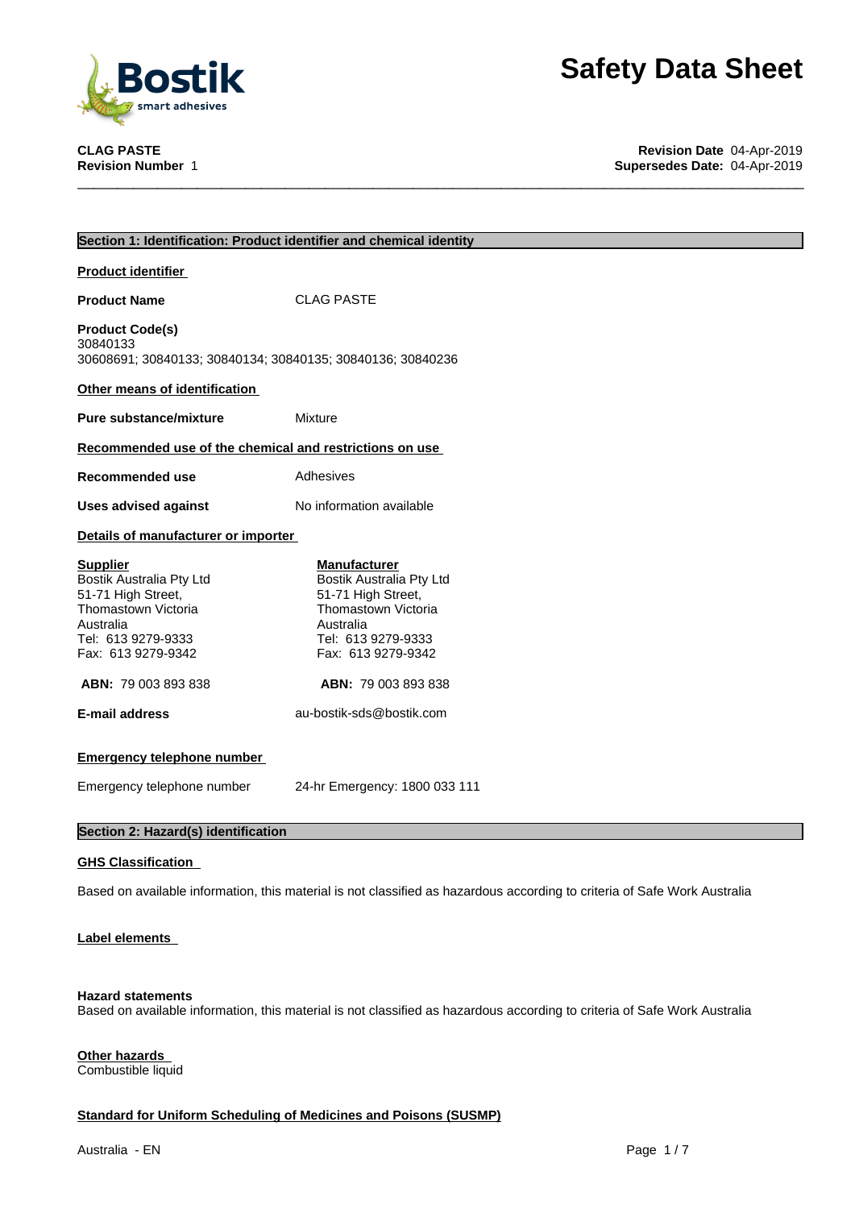# Safety Data Sheet

**CLAG PASTE**
**Revision Number** 1

**Revision Date** 04-Apr-2019
**Supersedes Date:** 04-Apr-2019

## Section 1: Identification: Product identifier and chemical identity

**Product identifier**

**Product Name** CLAG PASTE

**Product Code(s)**
30840133
30608691; 30840133; 30840134; 30840135; 30840136; 30840236

**Other means of identification**

**Pure substance/mixture** Mixture

**Recommended use of the chemical and restrictions on use**

**Recommended use** Adhesives

**Uses advised against** No information available

**Details of manufacturer or importer**

**Supplier**
Bostik Australia Pty Ltd
51-71 High Street,
Thomastown Victoria
Australia
Tel: 613 9279-9333
Fax: 613 9279-9342

**ABN:** 79 003 893 838

**Manufacturer**
Bostik Australia Pty Ltd
51-71 High Street,
Thomastown Victoria
Australia
Tel: 613 9279-9333
Fax: 613 9279-9342

**ABN:** 79 003 893 838

**E-mail address** au-bostik-sds@bostik.com

**Emergency telephone number**

Emergency telephone number 24-hr Emergency: 1800 033 111

## Section 2: Hazard(s) identification

**GHS Classification**

Based on available information, this material is not classified as hazardous according to criteria of Safe Work Australia

**Label elements**

**Hazard statements**
Based on available information, this material is not classified as hazardous according to criteria of Safe Work Australia

**Other hazards**
Combustible liquid

**Standard for Uniform Scheduling of Medicines and Poisons (SUSMP)**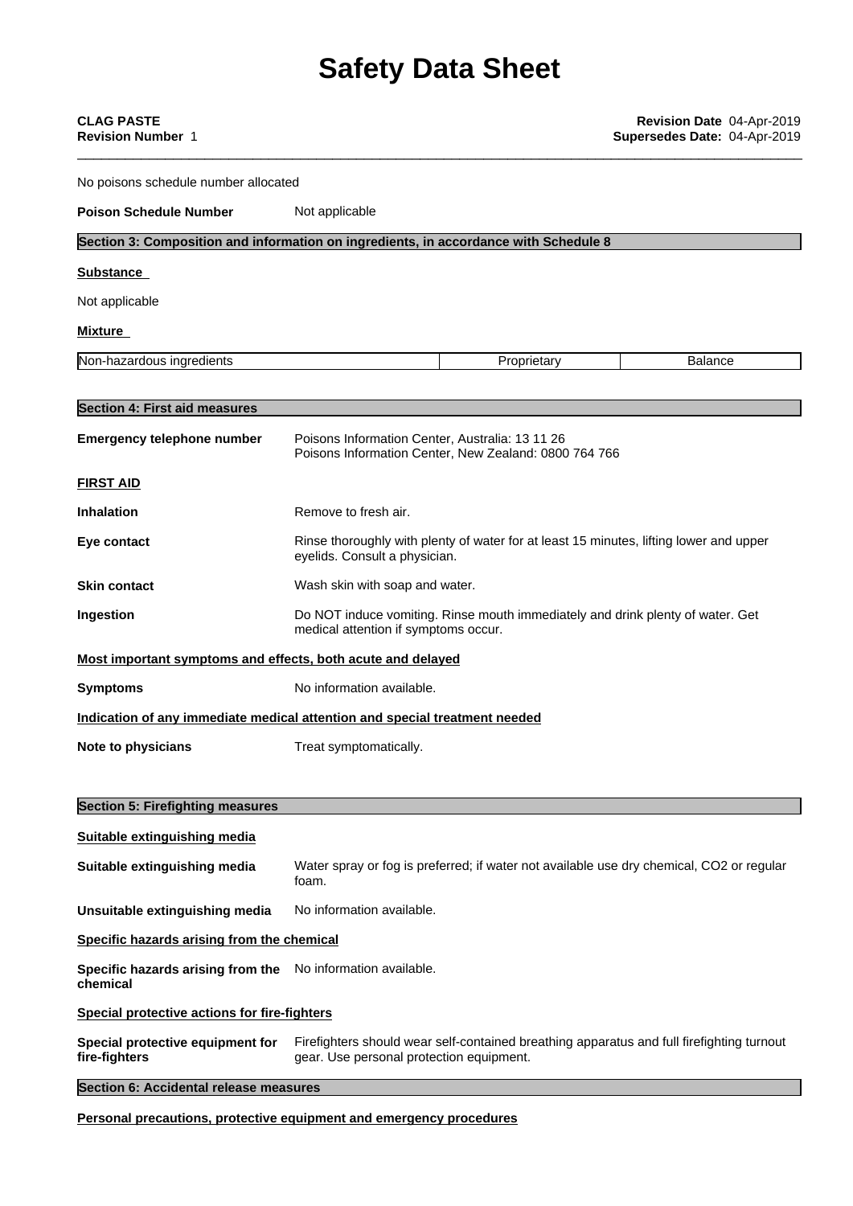No poisons schedule number allocated

**Poison Schedule Number** Not applicable

## Section 3: Composition and information on ingredients, in accordance with Schedule 8

**Substance**

Not applicable

**Mixture**

| Non-hazardous ingredients | Proprietary | Balance |
| --- | --- | --- |

## Section 4: First aid measures

**Emergency telephone number** Poisons Information Center, Australia: 13 11 26
Poisons Information Center, New Zealand: 0800 764 766

**FIRST AID**

**Inhalation** Remove to fresh air.

**Eye contact** Rinse thoroughly with plenty of water for at least 15 minutes, lifting lower and upper eyelids. Consult a physician.

**Skin contact** Wash skin with soap and water.

**Ingestion** Do NOT induce vomiting. Rinse mouth immediately and drink plenty of water. Get medical attention if symptoms occur.

**Most important symptoms and effects, both acute and delayed**

**Symptoms** No information available.

**Indication of any immediate medical attention and special treatment needed**

**Note to physicians** Treat symptomatically.

## Section 5: Firefighting measures

**Suitable extinguishing media**

**Suitable extinguishing media** Water spray or fog is preferred; if water not available use dry chemical, $CO_2$ or regular foam.

**Unsuitable extinguishing media** No information available.

**Specific hazards arising from the chemical**

**Specific hazards arising from the chemical** No information available.

**Special protective actions for fire-fighters**

**Special protective equipment for fire-fighters** Firefighters should wear self-contained breathing apparatus and full firefighting turnout gear. Use personal protection equipment.

## Section 6: Accidental release measures

**Personal precautions, protective equipment and emergency procedures**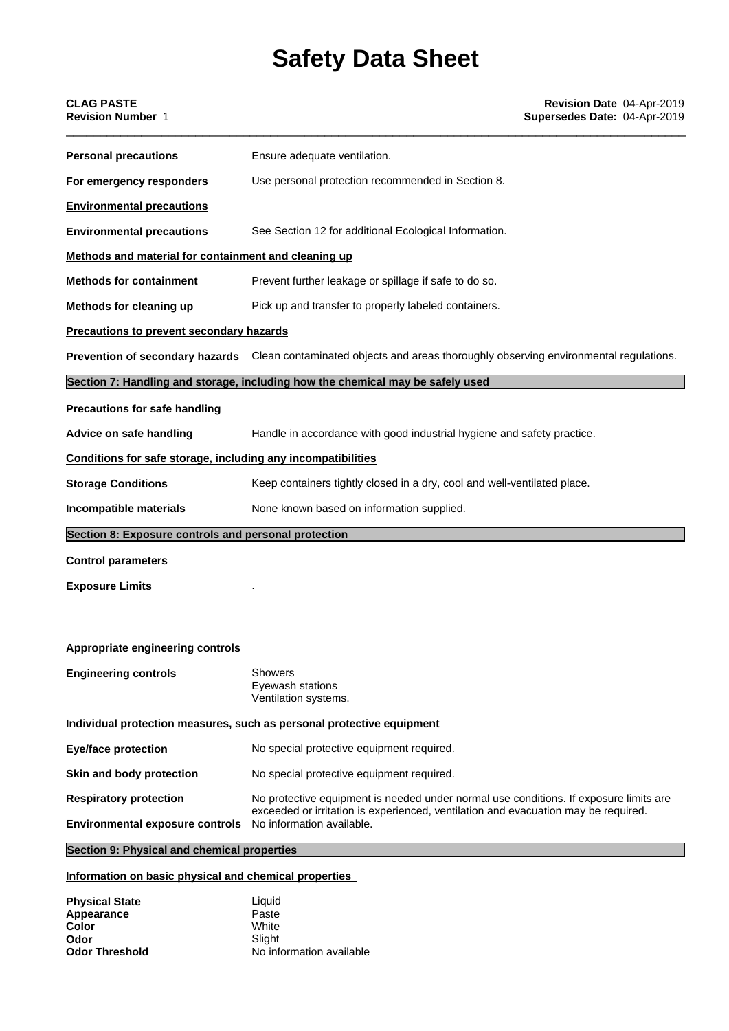| | |
|---|---|
| **Personal precautions** | Ensure adequate ventilation. |
| **For emergency responders** | Use personal protection recommended in Section 8. |

**Environmental precautions**

| | |
|---|---|
| **Environmental precautions** | See Section 12 for additional Ecological Information. |

**Methods and material for containment and cleaning up**

| | |
|---|---|
| **Methods for containment** | Prevent further leakage or spillage if safe to do so. |
| **Methods for cleaning up** | Pick up and transfer to properly labeled containers. |

**Precautions to prevent secondary hazards**

| | |
|---|---|
| **Prevention of secondary hazards** | Clean contaminated objects and areas thoroughly observing environmental regulations. |

## Section 7: Handling and storage, including how the chemical may be safely used

**Precautions for safe handling**

| | |
|---|---|
| **Advice on safe handling** | Handle in accordance with good industrial hygiene and safety practice. |

**Conditions for safe storage, including any incompatibilities**

| | |
|---|---|
| **Storage Conditions** | Keep containers tightly closed in a dry, cool and well-ventilated place. |
| **Incompatible materials** | None known based on information supplied. |

## Section 8: Exposure controls and personal protection

**Control parameters**

| | |
|---|---|
| **Exposure Limits** | . |

**Appropriate engineering controls**

| | |
|---|---|
| **Engineering controls** | Showers<br>Eyewash stations<br>Ventilation systems. |

**Individual protection measures, such as personal protective equipment**

| | |
|---|---|
| **Eye/face protection** | No special protective equipment required. |
| **Skin and body protection** | No special protective equipment required. |
| **Respiratory protection** | No protective equipment is needed under normal use conditions. If exposure limits are exceeded or irritation is experienced, ventilation and evacuation may be required. |
| **Environmental exposure controls** | No information available. |

## Section 9: Physical and chemical properties

**Information on basic physical and chemical properties**

| | |
|---|---|
| **Physical State** | Liquid |
| **Appearance** | Paste |
| **Color** | White |
| **Odor** | Slight |
| **Odor Threshold** | No information available |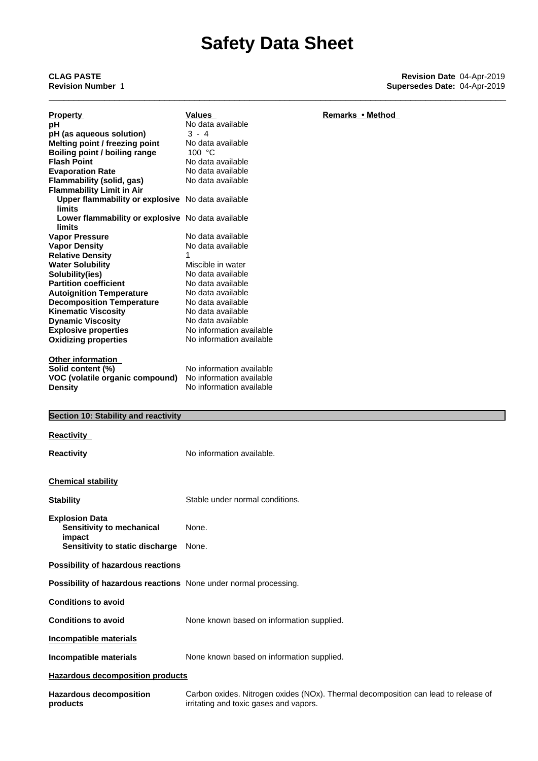| Property | Values | Remarks • Method |
|---|---|---|
| **pH** | No data available | |
| **pH (as aqueous solution)** | 3 - 4 | |
| **Melting point / freezing point** | No data available | |
| **Boiling point / boiling range** | 100 °C | |
| **Flash Point** | No data available | |
| **Evaporation Rate** | No data available | |
| **Flammability (solid, gas)** | No data available | |
| **Flammability Limit in Air** | | |
| **Upper flammability or explosive limits** | No data available | |
| **Lower flammability or explosive limits** | No data available | |
| **Vapor Pressure** | No data available | |
| **Vapor Density** | No data available | |
| **Relative Density** | 1 | |
| **Water Solubility** | Miscible in water | |
| **Solubility(ies)** | No data available | |
| **Partition coefficient** | No data available | |
| **Autoignition Temperature** | No data available | |
| **Decomposition Temperature** | No data available | |
| **Kinematic Viscosity** | No data available | |
| **Dynamic Viscosity** | No data available | |
| **Explosive properties** | No information available | |
| **Oxidizing properties** | No information available | |

**Other information**

| | |
|---|---|
| **Solid content (%)** | No information available |
| **VOC (volatile organic compound)** | No information available |
| **Density** | No information available |

## Section 10: Stability and reactivity

**Reactivity**

**Reactivity** No information available.

**Chemical stability**

**Stability** Stable under normal conditions.

**Explosion Data**
- **Sensitivity to mechanical impact** None.
- **Sensitivity to static discharge** None.

**Possibility of hazardous reactions**

**Possibility of hazardous reactions** None under normal processing.

**Conditions to avoid**

**Conditions to avoid** None known based on information supplied.

**Incompatible materials**

**Incompatible materials** None known based on information supplied.

**Hazardous decomposition products**

**Hazardous decomposition products** Carbon oxides. Nitrogen oxides (NOx). Thermal decomposition can lead to release of irritating and toxic gases and vapors.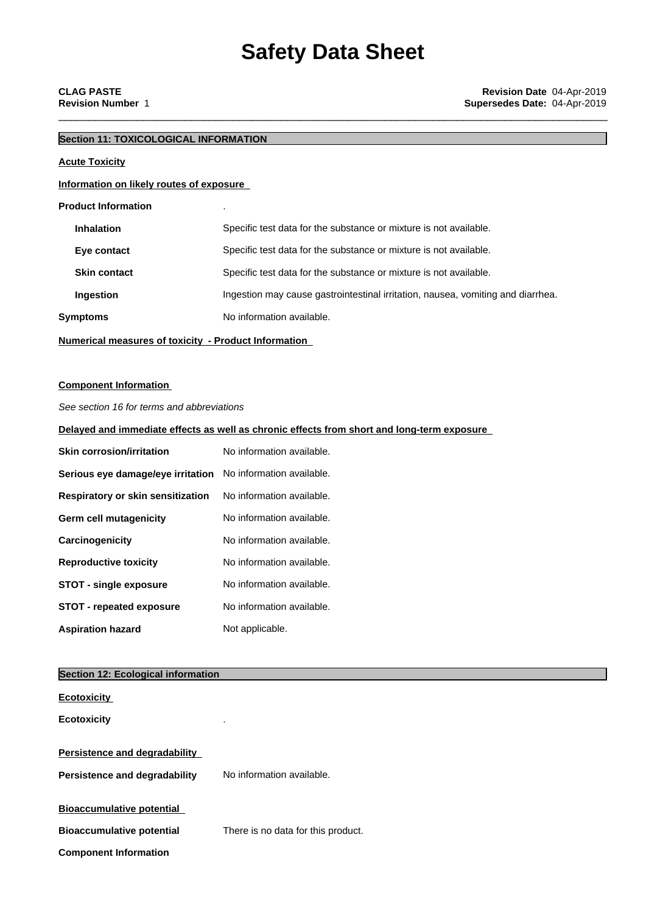# Safety Data Sheet

**CLAG PASTE**
**Revision Number** 1

**Revision Date** 04-Apr-2019
**Supersedes Date:** 04-Apr-2019

## Section 11: TOXICOLOGICAL INFORMATION

**Acute Toxicity**

**Information on likely routes of exposure**

**Product Information** .

| | |
|---|---|
| **Inhalation** | Specific test data for the substance or mixture is not available. |
| **Eye contact** | Specific test data for the substance or mixture is not available. |
| **Skin contact** | Specific test data for the substance or mixture is not available. |
| **Ingestion** | Ingestion may cause gastrointestinal irritation, nausea, vomiting and diarrhea. |

**Symptoms** No information available.

**Numerical measures of toxicity - Product Information**

**Component Information**

*See section 16 for terms and abbreviations*

**Delayed and immediate effects as well as chronic effects from short and long-term exposure**

| | |
|---|---|
| **Skin corrosion/irritation** | No information available. |
| **Serious eye damage/eye irritation** | No information available. |
| **Respiratory or skin sensitization** | No information available. |
| **Germ cell mutagenicity** | No information available. |
| **Carcinogenicity** | No information available. |
| **Reproductive toxicity** | No information available. |
| **STOT - single exposure** | No information available. |
| **STOT - repeated exposure** | No information available. |
| **Aspiration hazard** | Not applicable. |

## Section 12: Ecological information

**Ecotoxicity**

**Ecotoxicity** .

**Persistence and degradability**

**Persistence and degradability** No information available.

**Bioaccumulative potential**

**Bioaccumulative potential** There is no data for this product.

**Component Information**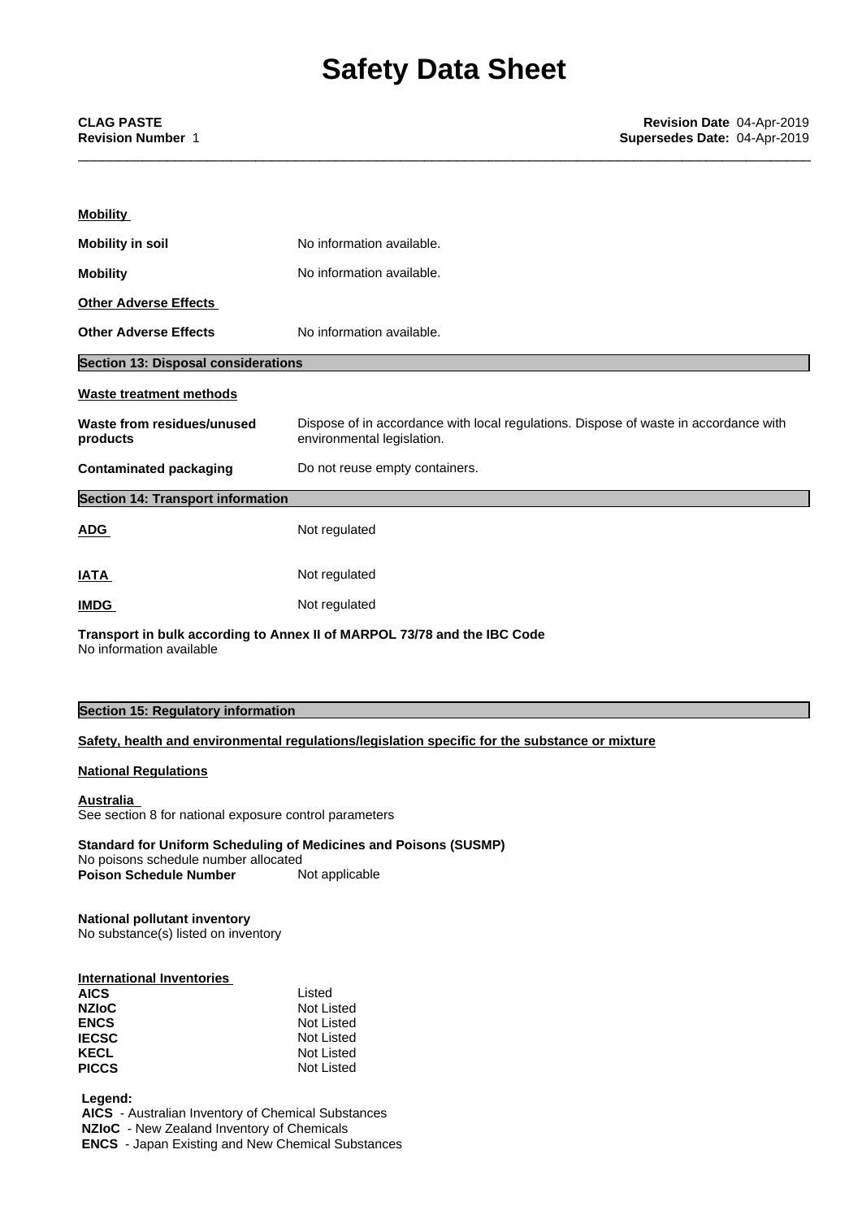**Mobility**

**Mobility in soil** No information available.

**Mobility** No information available.

**Other Adverse Effects**

**Other Adverse Effects** No information available.

## Section 13: Disposal considerations

**Waste treatment methods**

| | |
|---|---|
| **Waste from residues/unused products** | Dispose of in accordance with local regulations. Dispose of waste in accordance with environmental legislation. |
| **Contaminated packaging** | Do not reuse empty containers. |

## Section 14: Transport information

| | |
|---|---|
| **ADG** | Not regulated |
| **IATA** | Not regulated |
| **IMDG** | Not regulated |

**Transport in bulk according to Annex II of MARPOL 73/78 and the IBC Code**
No information available

## Section 15: Regulatory information

**Safety, health and environmental regulations/legislation specific for the substance or mixture**

**National Regulations**

**Australia**
See section 8 for national exposure control parameters

**Standard for Uniform Scheduling of Medicines and Poisons (SUSMP)**
No poisons schedule number allocated
**Poison Schedule Number** Not applicable

**National pollutant inventory**
No substance(s) listed on inventory

**International Inventories**

| | |
|---|---|
| **AICS** | Listed |
| **NZIoC** | Not Listed |
| **ENCS** | Not Listed |
| **IECSC** | Not Listed |
| **KECL** | Not Listed |
| **PICCS** | Not Listed |

**Legend:**
**AICS** - Australian Inventory of Chemical Substances
**NZIoC** - New Zealand Inventory of Chemicals
**ENCS** - Japan Existing and New Chemical Substances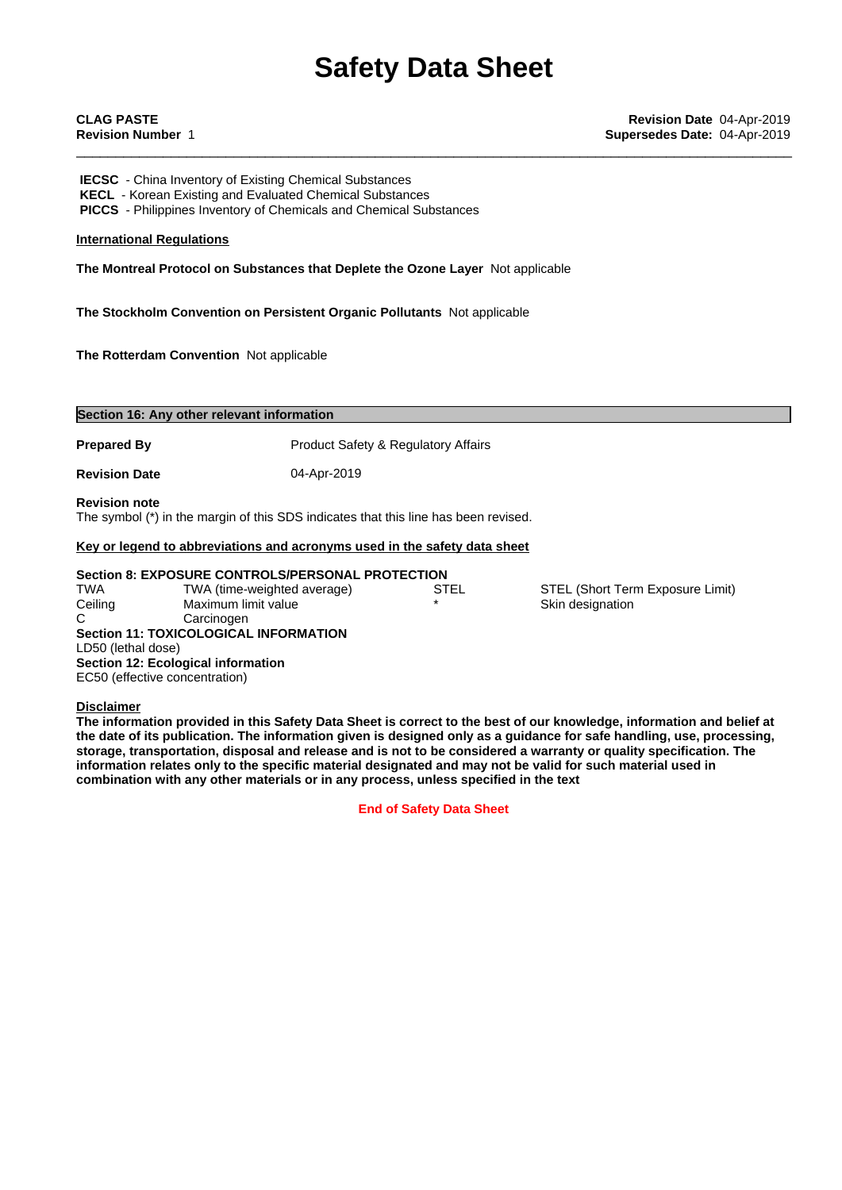**IECSC** - China Inventory of Existing Chemical Substances
**KECL** - Korean Existing and Evaluated Chemical Substances
**PICCS** - Philippines Inventory of Chemicals and Chemical Substances

**International Regulations**

**The Montreal Protocol on Substances that Deplete the Ozone Layer** Not applicable

**The Stockholm Convention on Persistent Organic Pollutants** Not applicable

**The Rotterdam Convention** Not applicable

## Section 16: Any other relevant information

**Prepared By** Product Safety & Regulatory Affairs

**Revision Date** 04-Apr-2019

**Revision note**
The symbol (*) in the margin of this SDS indicates that this line has been revised.

**Key or legend to abbreviations and acronyms used in the safety data sheet**

**Section 8: EXPOSURE CONTROLS/PERSONAL PROTECTION**

| | | | |
|---|---|---|---|
| TWA | TWA (time-weighted average) | STEL | STEL (Short Term Exposure Limit) |
| Ceiling | Maximum limit value | * | Skin designation |
| C | Carcinogen | | |

**Section 11: TOXICOLOGICAL INFORMATION**
LD50 (lethal dose)
**Section 12: Ecological information**
EC50 (effective concentration)

**Disclaimer**
**The information provided in this Safety Data Sheet is correct to the best of our knowledge, information and belief at the date of its publication. The information given is designed only as a guidance for safe handling, use, processing, storage, transportation, disposal and release and is not to be considered a warranty or quality specification. The information relates only to the specific material designated and may not be valid for such material used in combination with any other materials or in any process, unless specified in the text**

**End of Safety Data Sheet**